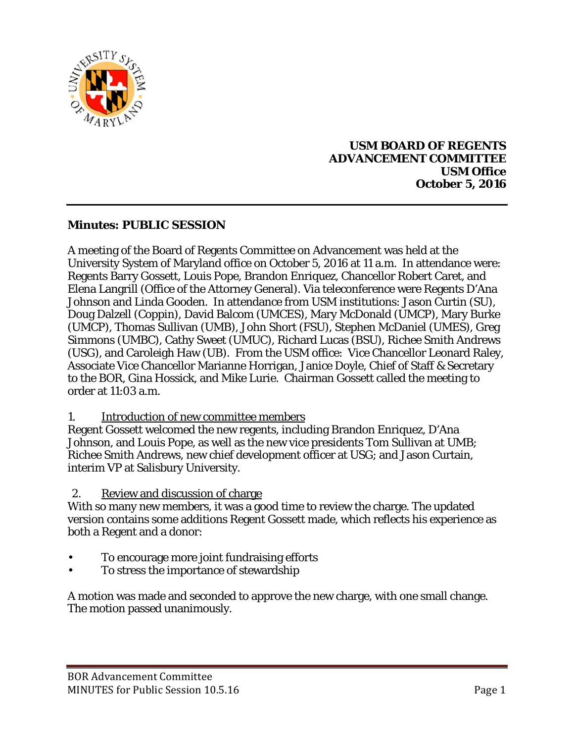**USM BOARD OF REGENTS**
**ADVANCEMENT COMMITTEE**
**USM Office**
**October 5, 2016**

---

## Minutes: PUBLIC SESSION

A meeting of the Board of Regents Committee on Advancement was held at the University System of Maryland office on October 5, 2016 at 11 a.m. In attendance were: Regents Barry Gossett, Louis Pope, Brandon Enriquez, Chancellor Robert Caret, and Elena Langrill (Office of the Attorney General). Via teleconference were Regents D'Ana Johnson and Linda Gooden. In attendance from USM institutions: Jason Curtin (SU), Doug Dalzell (Coppin), David Balcom (UMCES), Mary McDonald (UMCP), Mary Burke (UMCP), Thomas Sullivan (UMB), John Short (FSU), Stephen McDaniel (UMES), Greg Simmons (UMBC), Cathy Sweet (UMUC), Richard Lucas (BSU), Richee Smith Andrews (USG), and Caroleigh Haw (UB). From the USM office: Vice Chancellor Leonard Raley, Associate Vice Chancellor Marianne Horrigan, Janice Doyle, Chief of Staff & Secretary to the BOR, Gina Hossick, and Mike Lurie. Chairman Gossett called the meeting to order at 11:03 a.m.

1. <u>Introduction of new committee members</u>

Regent Gossett welcomed the new regents, including Brandon Enriquez, D'Ana Johnson, and Louis Pope, as well as the new vice presidents Tom Sullivan at UMB; Richee Smith Andrews, new chief development officer at USG; and Jason Curtain, interim VP at Salisbury University.

2. <u>Review and discussion of charge</u>

With so many new members, it was a good time to review the charge. The updated version contains some additions Regent Gossett made, which reflects his experience as both a Regent and a donor:

- To encourage more joint fundraising efforts
- To stress the importance of stewardship

A motion was made and seconded to approve the new charge, with one small change. The motion passed unanimously.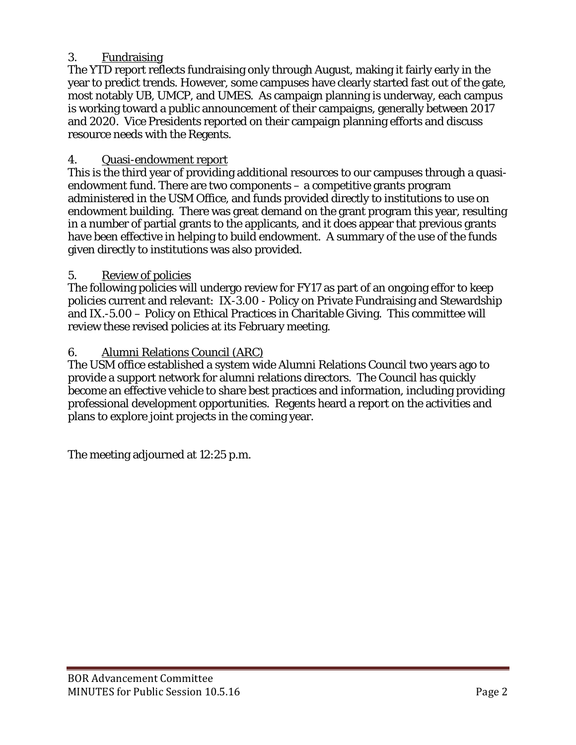3. <u>Fundraising</u>

The YTD report reflects fundraising only through August, making it fairly early in the year to predict trends. However, some campuses have clearly started fast out of the gate, most notably UB, UMCP, and UMES. As campaign planning is underway, each campus is working toward a public announcement of their campaigns, generally between 2017 and 2020. Vice Presidents reported on their campaign planning efforts and discuss resource needs with the Regents.

4. <u>Quasi-endowment report</u>

This is the third year of providing additional resources to our campuses through a quasi-endowment fund. There are two components – a competitive grants program administered in the USM Office, and funds provided directly to institutions to use on endowment building. There was great demand on the grant program this year, resulting in a number of partial grants to the applicants, and it does appear that previous grants have been effective in helping to build endowment. A summary of the use of the funds given directly to institutions was also provided.

5. <u>Review of policies</u>

The following policies will undergo review for FY17 as part of an ongoing effor to keep policies current and relevant: IX-3.00 - Policy on Private Fundraising and Stewardship and IX.-5.00 – Policy on Ethical Practices in Charitable Giving. This committee will review these revised policies at its February meeting.

6. <u>Alumni Relations Council (ARC)</u>

The USM office established a system wide Alumni Relations Council two years ago to provide a support network for alumni relations directors. The Council has quickly become an effective vehicle to share best practices and information, including providing professional development opportunities. Regents heard a report on the activities and plans to explore joint projects in the coming year.

The meeting adjourned at 12:25 p.m.